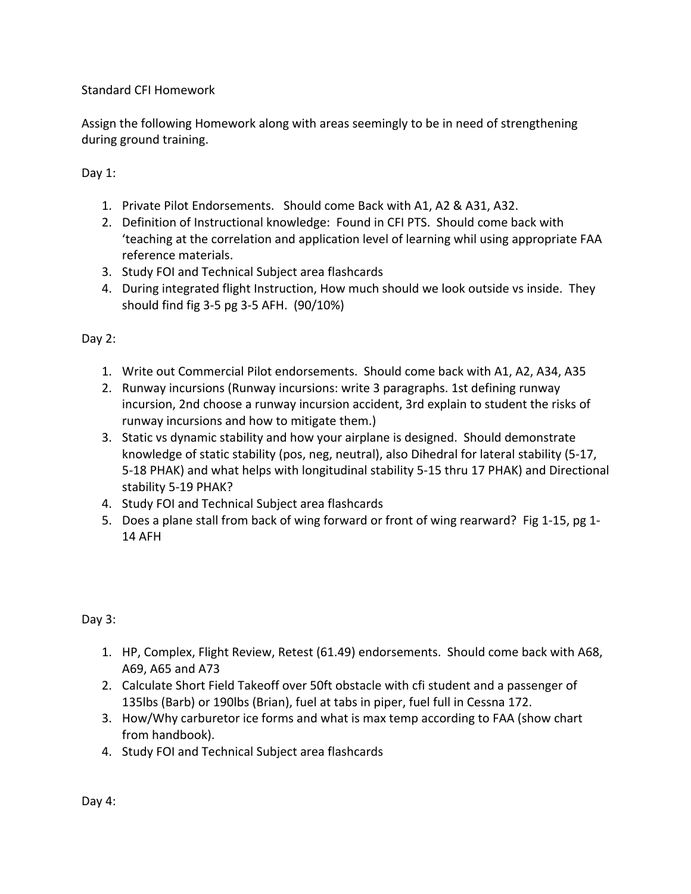Standard CFI Homework

Assign the following Homework along with areas seemingly to be in need of strengthening during ground training.

Day 1:

1. Private Pilot Endorsements.   Should come Back with A1, A2 & A31, A32.
2. Definition of Instructional knowledge:  Found in CFI PTS.  Should come back with 'teaching at the correlation and application level of learning whil using appropriate FAA reference materials.
3. Study FOI and Technical Subject area flashcards
4. During integrated flight Instruction, How much should we look outside vs inside.  They should find fig 3-5 pg 3-5 AFH.  (90/10%)

Day 2:

1. Write out Commercial Pilot endorsements.  Should come back with A1, A2, A34, A35
2. Runway incursions (Runway incursions: write 3 paragraphs. 1st defining runway incursion, 2nd choose a runway incursion accident, 3rd explain to student the risks of runway incursions and how to mitigate them.)
3. Static vs dynamic stability and how your airplane is designed.  Should demonstrate knowledge of static stability (pos, neg, neutral), also Dihedral for lateral stability (5-17, 5-18 PHAK) and what helps with longitudinal stability 5-15 thru 17 PHAK) and Directional stability 5-19 PHAK?
4. Study FOI and Technical Subject area flashcards
5. Does a plane stall from back of wing forward or front of wing rearward?  Fig 1-15, pg 1-14 AFH

Day 3:

1. HP, Complex, Flight Review, Retest (61.49) endorsements.  Should come back with A68, A69, A65 and A73
2. Calculate Short Field Takeoff over 50ft obstacle with cfi student and a passenger of 135lbs (Barb) or 190lbs (Brian), fuel at tabs in piper, fuel full in Cessna 172.
3. How/Why carburetor ice forms and what is max temp according to FAA (show chart from handbook).
4. Study FOI and Technical Subject area flashcards

Day 4: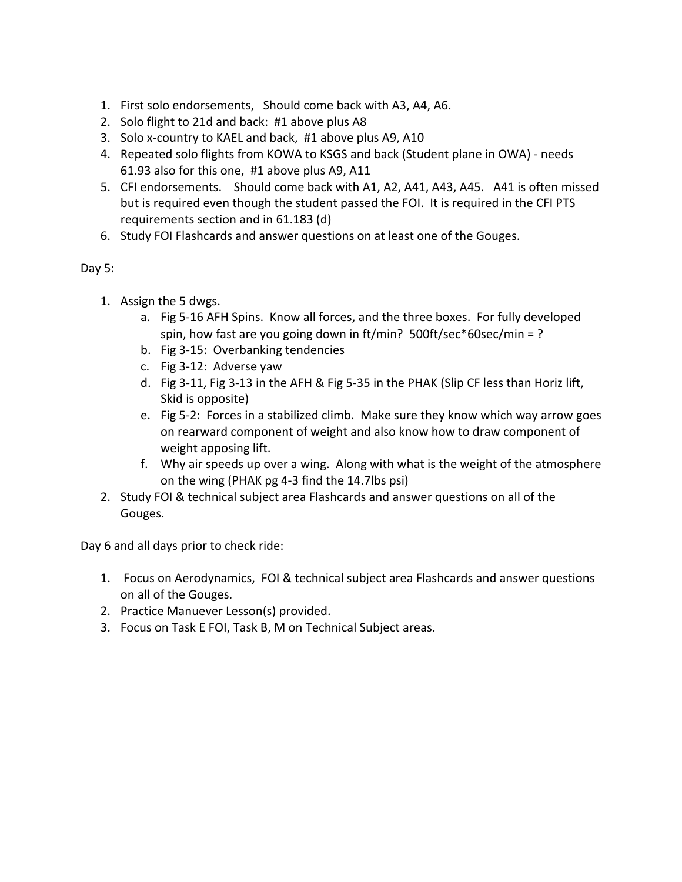1. First solo endorsements, Should come back with A3, A4, A6.
2. Solo flight to 21d and back: #1 above plus A8
3. Solo x-country to KAEL and back, #1 above plus A9, A10
4. Repeated solo flights from KOWA to KSGS and back (Student plane in OWA) - needs 61.93 also for this one, #1 above plus A9, A11
5. CFI endorsements. Should come back with A1, A2, A41, A43, A45. A41 is often missed but is required even though the student passed the FOI. It is required in the CFI PTS requirements section and in 61.183 (d)
6. Study FOI Flashcards and answer questions on at least one of the Gouges.

Day 5:

1. Assign the 5 dwgs.
   a. Fig 5-16 AFH Spins. Know all forces, and the three boxes. For fully developed spin, how fast are you going down in ft/min? 500ft/sec*60sec/min = ?
   b. Fig 3-15: Overbanking tendencies
   c. Fig 3-12: Adverse yaw
   d. Fig 3-11, Fig 3-13 in the AFH & Fig 5-35 in the PHAK (Slip CF less than Horiz lift, Skid is opposite)
   e. Fig 5-2: Forces in a stabilized climb. Make sure they know which way arrow goes on rearward component of weight and also know how to draw component of weight apposing lift.
   f. Why air speeds up over a wing. Along with what is the weight of the atmosphere on the wing (PHAK pg 4-3 find the 14.7lbs psi)
2. Study FOI & technical subject area Flashcards and answer questions on all of the Gouges.

Day 6 and all days prior to check ride:

1. Focus on Aerodynamics, FOI & technical subject area Flashcards and answer questions on all of the Gouges.
2. Practice Manuever Lesson(s) provided.
3. Focus on Task E FOI, Task B, M on Technical Subject areas.